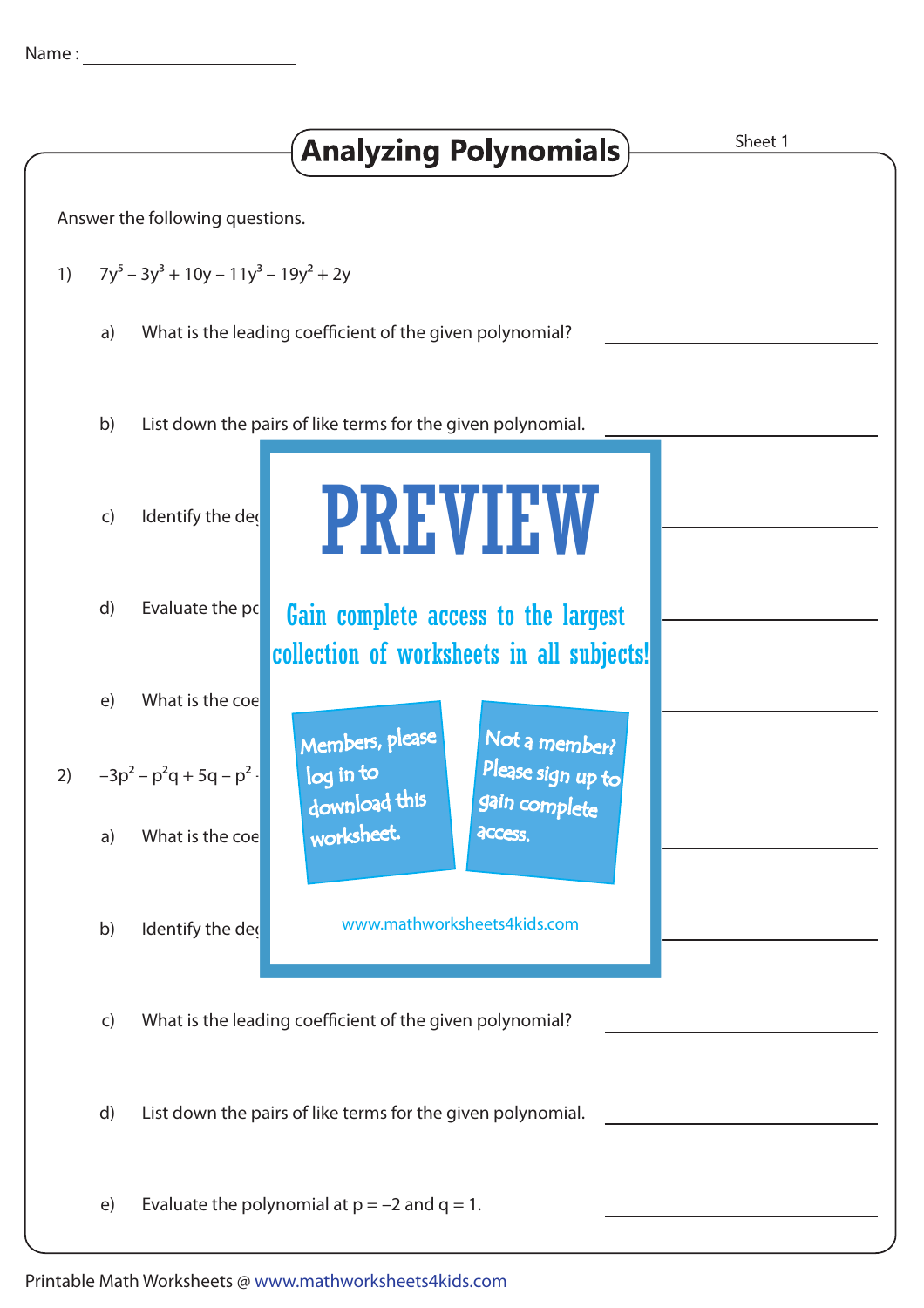Name : ____________________

# Analyzing Polynomials

Sheet 1

Answer the following questions.

1) $7y^5 - 3y^3 + 10y - 11y^3 - 19y^2 + 2y$

a) What is the leading coefficient of the given polynomial? ____________________

b) List down the pairs of like terms for the given polynomial. ____________________

c) Identify the deg ____________________

d) Evaluate the po ____________________

e) What is the coe ____________________

PREVIEW

Gain complete access to the largest collection of worksheets in all subjects!

Members, please log in to download this worksheet.

Not a member? Please sign up to gain complete access.

www.mathworksheets4kids.com

2) $-3p^2 - p^2q + 5q - p^2$

a) What is the coe ____________________

b) Identify the deg ____________________

c) What is the leading coefficient of the given polynomial? ____________________

d) List down the pairs of like terms for the given polynomial. ____________________

e) Evaluate the polynomial at $p = -2$ and $q = 1$. ____________________

Printable Math Worksheets @ www.mathworksheets4kids.com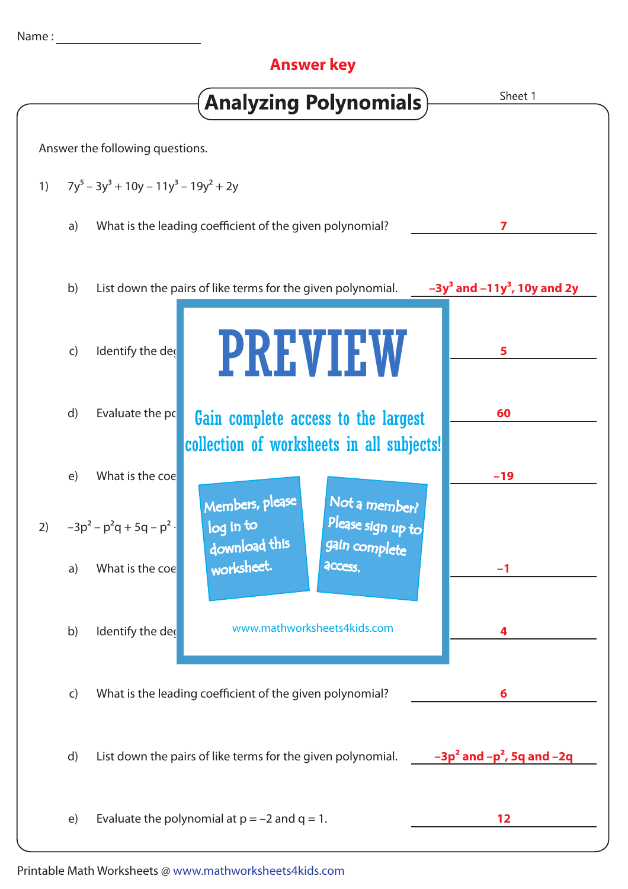Name : ______________________

**Answer key**

# Analyzing Polynomials

Sheet 1

Answer the following questions.

1) $7y^5 - 3y^3 + 10y - 11y^3 - 19y^2 + 2y$

a) What is the leading coefficient of the given polynomial? **7**

b) List down the pairs of like terms for the given polynomial. **$-3y^3$ and $-11y^3$, $10y$ and $2y$**

c) Identify the deg **5**

d) Evaluate the po **60**

e) What is the coe **$-19$**

2) $-3p^2 - p^2q + 5q - p^2$

a) What is the coe **$-1$**

b) Identify the deg **4**

c) What is the leading coefficient of the given polynomial? **6**

d) List down the pairs of like terms for the given polynomial. **$-3p^2$ and $-p^2$, $5q$ and $-2q$**

e) Evaluate the polynomial at $p = -2$ and $q = 1$. **12**

PREVIEW

Gain complete access to the largest collection of worksheets in all subjects!

Members, please log in to download this worksheet.

Not a member? Please sign up to gain complete access.

www.mathworksheets4kids.com

Printable Math Worksheets @ www.mathworksheets4kids.com